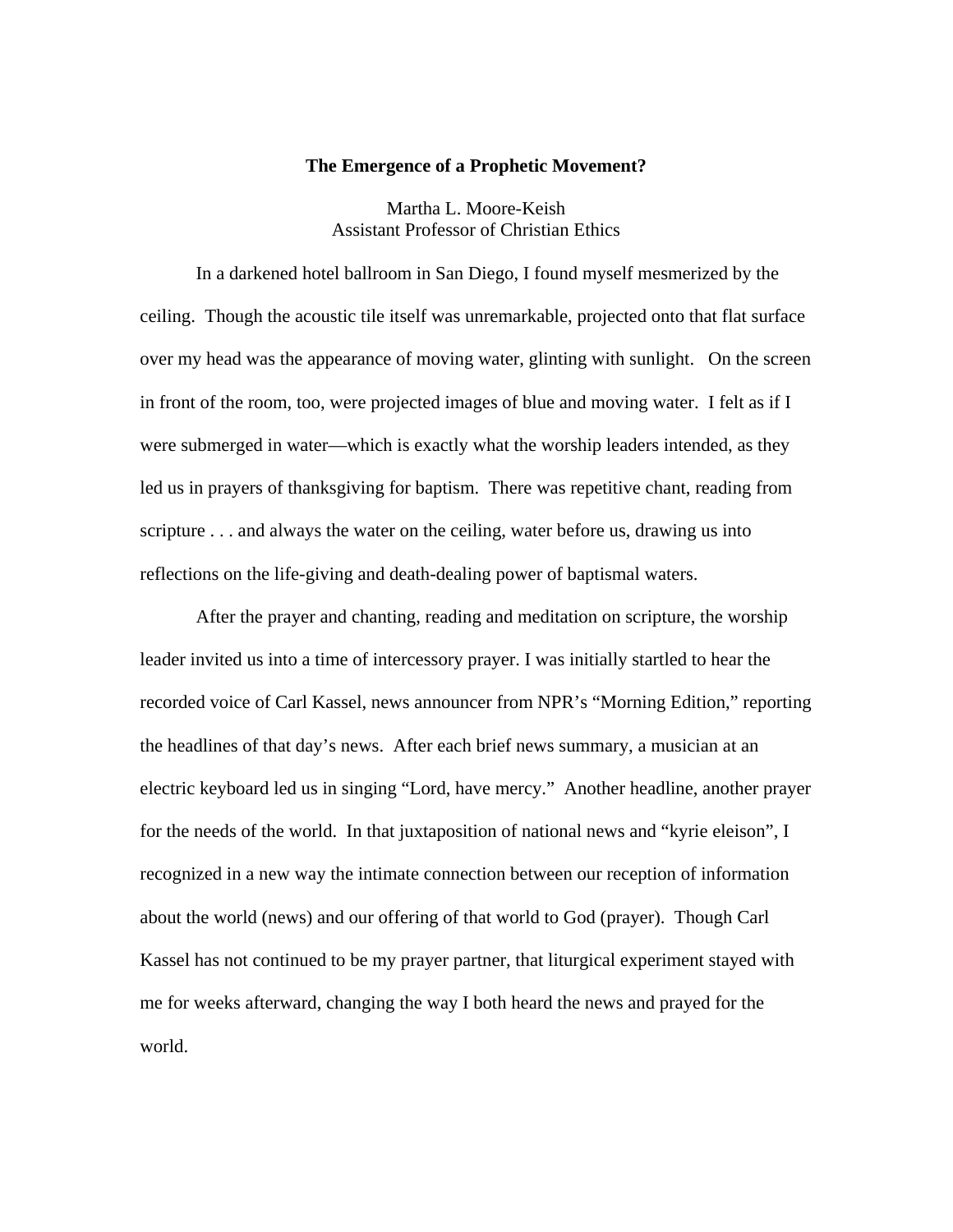# The Emergence of a Prophetic Movement?

Martha L. Moore-Keish
Assistant Professor of Christian Ethics

In a darkened hotel ballroom in San Diego, I found myself mesmerized by the ceiling. Though the acoustic tile itself was unremarkable, projected onto that flat surface over my head was the appearance of moving water, glinting with sunlight. On the screen in front of the room, too, were projected images of blue and moving water. I felt as if I were submerged in water—which is exactly what the worship leaders intended, as they led us in prayers of thanksgiving for baptism. There was repetitive chant, reading from scripture . . . and always the water on the ceiling, water before us, drawing us into reflections on the life-giving and death-dealing power of baptismal waters.

After the prayer and chanting, reading and meditation on scripture, the worship leader invited us into a time of intercessory prayer. I was initially startled to hear the recorded voice of Carl Kassel, news announcer from NPR's "Morning Edition," reporting the headlines of that day's news. After each brief news summary, a musician at an electric keyboard led us in singing "Lord, have mercy." Another headline, another prayer for the needs of the world. In that juxtaposition of national news and "kyrie eleison", I recognized in a new way the intimate connection between our reception of information about the world (news) and our offering of that world to God (prayer). Though Carl Kassel has not continued to be my prayer partner, that liturgical experiment stayed with me for weeks afterward, changing the way I both heard the news and prayed for the world.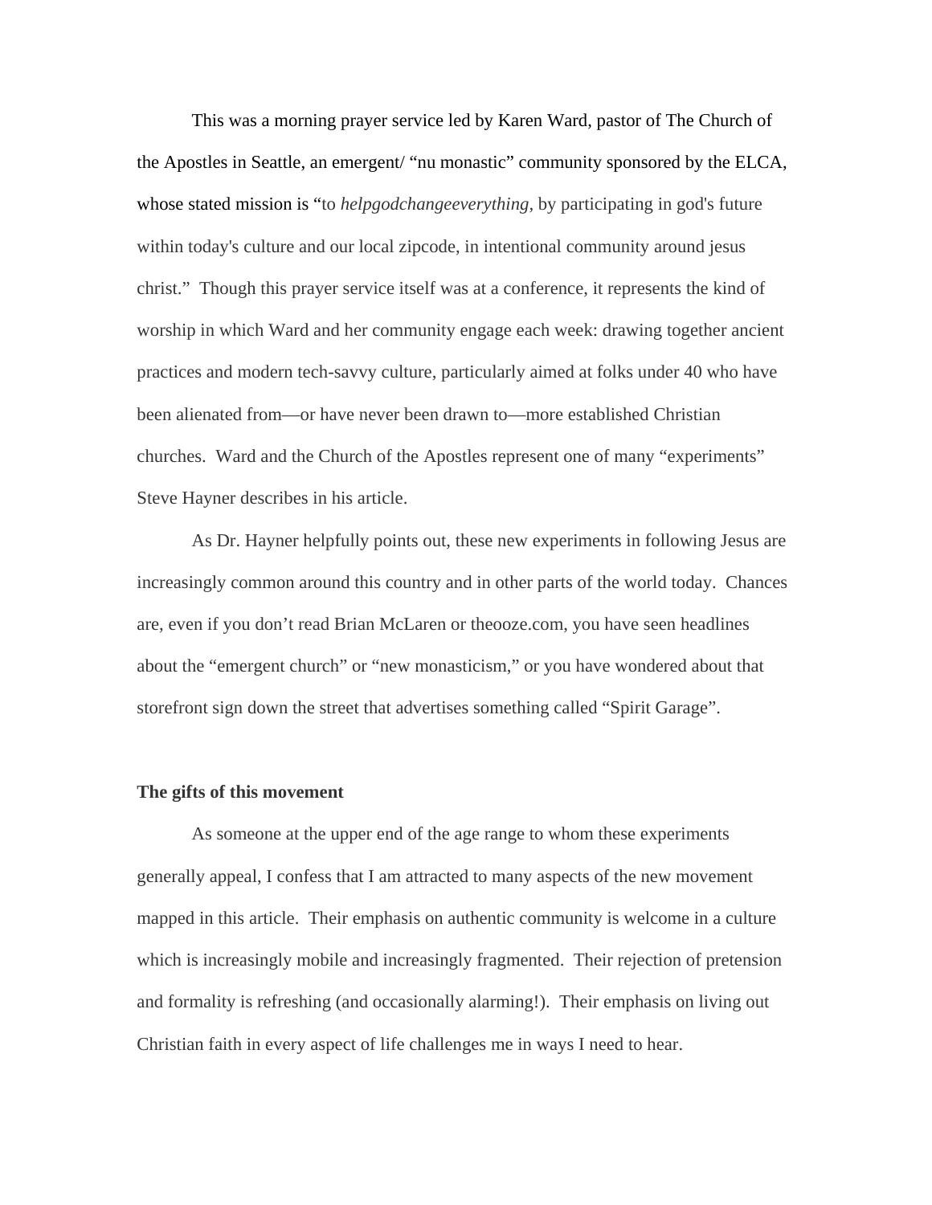This was a morning prayer service led by Karen Ward, pastor of The Church of the Apostles in Seattle, an emergent/ "nu monastic" community sponsored by the ELCA, whose stated mission is "to *helpgodchangeeverything*, by participating in god's future within today's culture and our local zipcode, in intentional community around jesus christ." Though this prayer service itself was at a conference, it represents the kind of worship in which Ward and her community engage each week: drawing together ancient practices and modern tech-savvy culture, particularly aimed at folks under 40 who have been alienated from—or have never been drawn to—more established Christian churches. Ward and the Church of the Apostles represent one of many "experiments" Steve Hayner describes in his article.

As Dr. Hayner helpfully points out, these new experiments in following Jesus are increasingly common around this country and in other parts of the world today. Chances are, even if you don't read Brian McLaren or theooze.com, you have seen headlines about the "emergent church" or "new monasticism," or you have wondered about that storefront sign down the street that advertises something called "Spirit Garage".

**The gifts of this movement**

As someone at the upper end of the age range to whom these experiments generally appeal, I confess that I am attracted to many aspects of the new movement mapped in this article. Their emphasis on authentic community is welcome in a culture which is increasingly mobile and increasingly fragmented. Their rejection of pretension and formality is refreshing (and occasionally alarming!). Their emphasis on living out Christian faith in every aspect of life challenges me in ways I need to hear.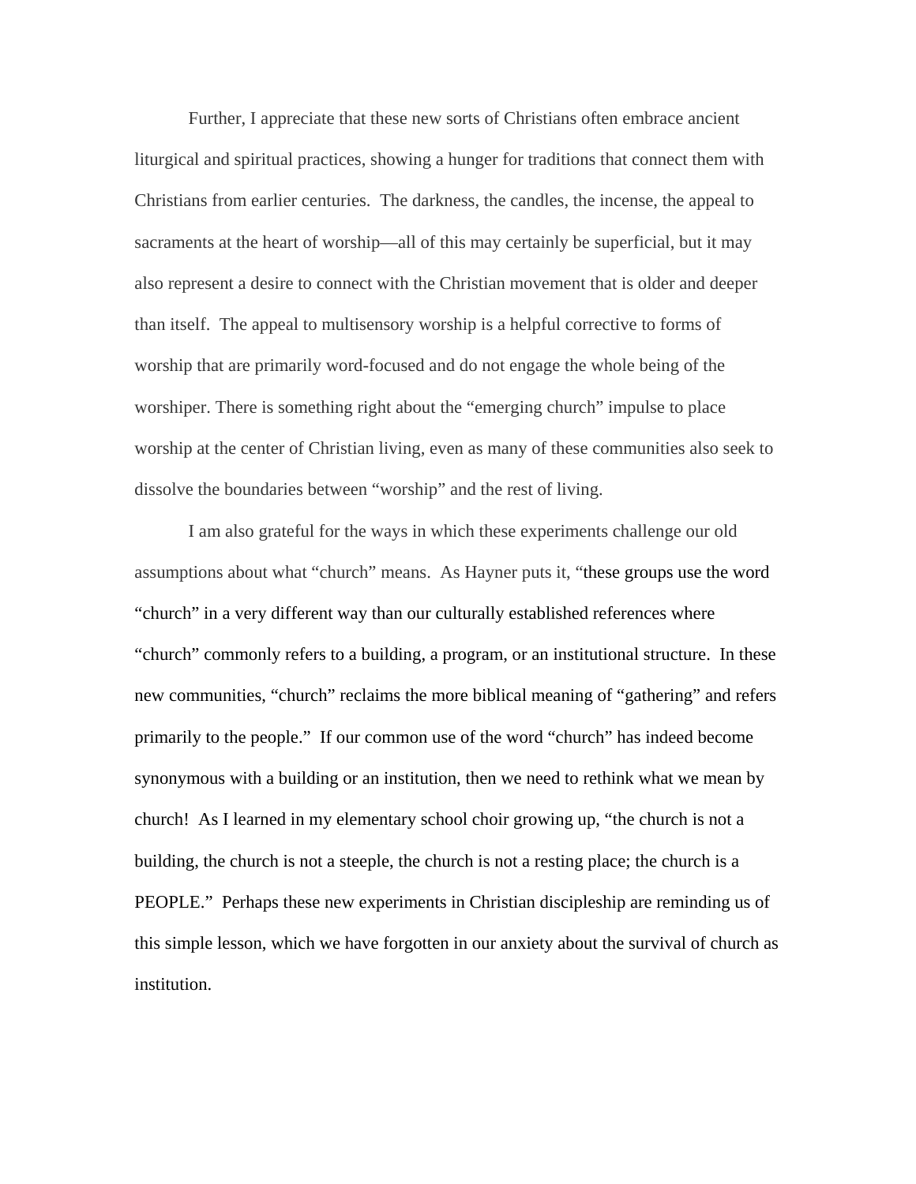Further, I appreciate that these new sorts of Christians often embrace ancient liturgical and spiritual practices, showing a hunger for traditions that connect them with Christians from earlier centuries. The darkness, the candles, the incense, the appeal to sacraments at the heart of worship—all of this may certainly be superficial, but it may also represent a desire to connect with the Christian movement that is older and deeper than itself. The appeal to multisensory worship is a helpful corrective to forms of worship that are primarily word-focused and do not engage the whole being of the worshiper. There is something right about the "emerging church" impulse to place worship at the center of Christian living, even as many of these communities also seek to dissolve the boundaries between "worship" and the rest of living.

I am also grateful for the ways in which these experiments challenge our old assumptions about what "church" means. As Hayner puts it, "these groups use the word "church" in a very different way than our culturally established references where "church" commonly refers to a building, a program, or an institutional structure. In these new communities, "church" reclaims the more biblical meaning of "gathering" and refers primarily to the people." If our common use of the word "church" has indeed become synonymous with a building or an institution, then we need to rethink what we mean by church! As I learned in my elementary school choir growing up, "the church is not a building, the church is not a steeple, the church is not a resting place; the church is a PEOPLE." Perhaps these new experiments in Christian discipleship are reminding us of this simple lesson, which we have forgotten in our anxiety about the survival of church as institution.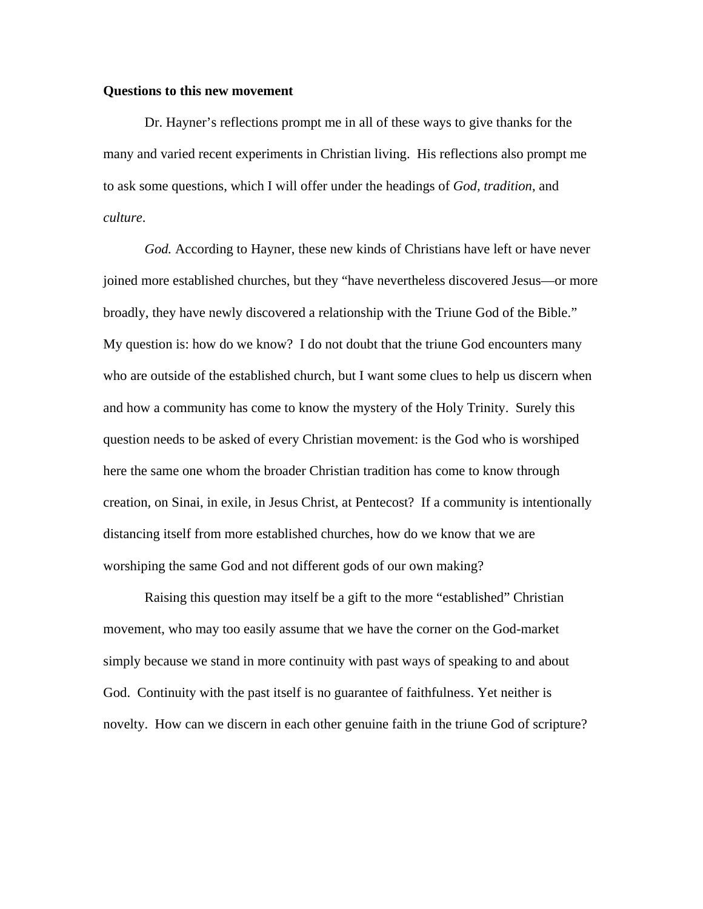**Questions to this new movement**

Dr. Hayner's reflections prompt me in all of these ways to give thanks for the many and varied recent experiments in Christian living. His reflections also prompt me to ask some questions, which I will offer under the headings of *God, tradition*, and *culture*.

*God.* According to Hayner, these new kinds of Christians have left or have never joined more established churches, but they "have nevertheless discovered Jesus—or more broadly, they have newly discovered a relationship with the Triune God of the Bible." My question is: how do we know? I do not doubt that the triune God encounters many who are outside of the established church, but I want some clues to help us discern when and how a community has come to know the mystery of the Holy Trinity. Surely this question needs to be asked of every Christian movement: is the God who is worshiped here the same one whom the broader Christian tradition has come to know through creation, on Sinai, in exile, in Jesus Christ, at Pentecost? If a community is intentionally distancing itself from more established churches, how do we know that we are worshiping the same God and not different gods of our own making?

Raising this question may itself be a gift to the more "established" Christian movement, who may too easily assume that we have the corner on the God-market simply because we stand in more continuity with past ways of speaking to and about God. Continuity with the past itself is no guarantee of faithfulness. Yet neither is novelty. How can we discern in each other genuine faith in the triune God of scripture?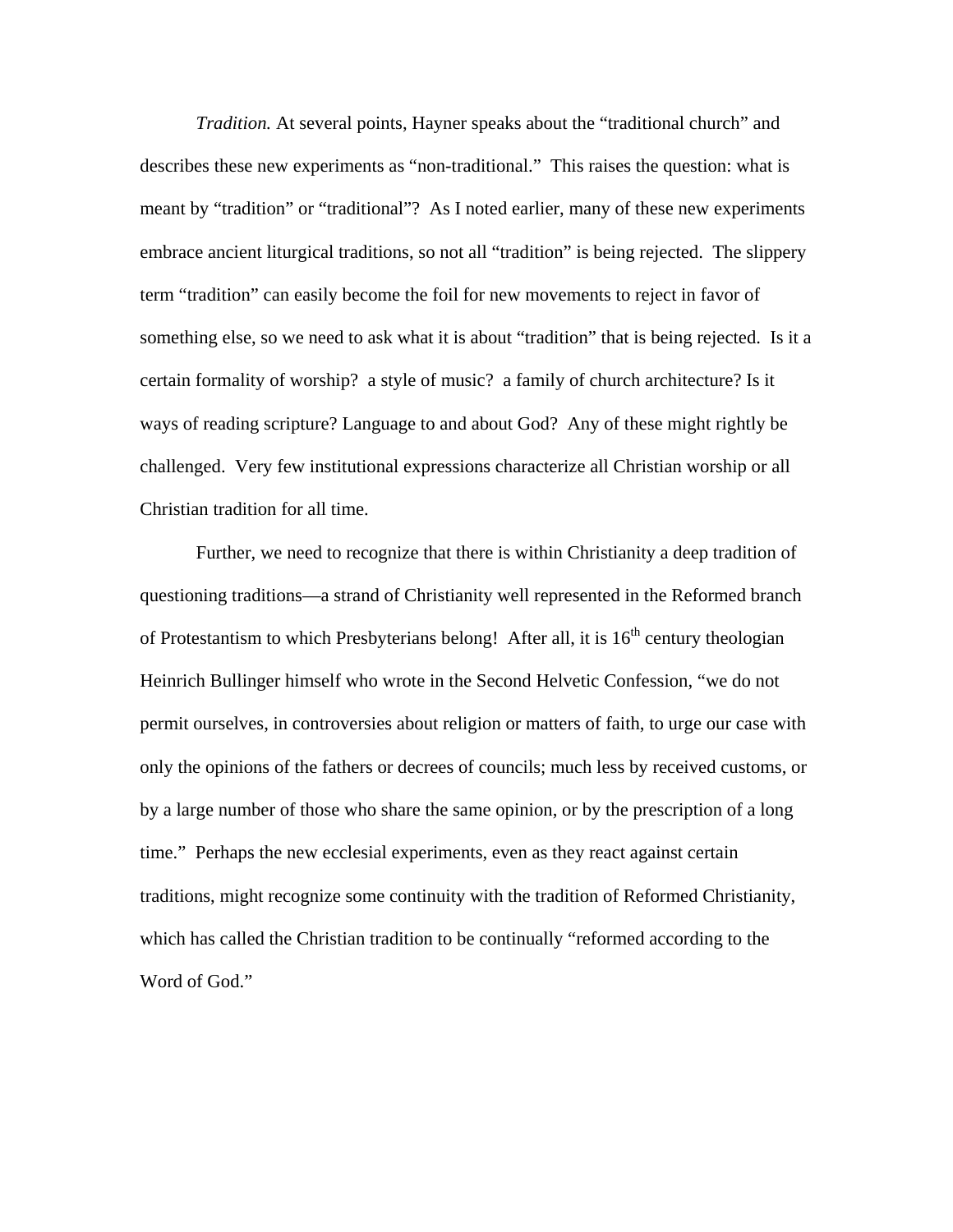*Tradition.* At several points, Hayner speaks about the "traditional church" and describes these new experiments as "non-traditional." This raises the question: what is meant by "tradition" or "traditional"? As I noted earlier, many of these new experiments embrace ancient liturgical traditions, so not all "tradition" is being rejected. The slippery term "tradition" can easily become the foil for new movements to reject in favor of something else, so we need to ask what it is about "tradition" that is being rejected. Is it a certain formality of worship? a style of music? a family of church architecture? Is it ways of reading scripture? Language to and about God? Any of these might rightly be challenged. Very few institutional expressions characterize all Christian worship or all Christian tradition for all time.

Further, we need to recognize that there is within Christianity a deep tradition of questioning traditions—a strand of Christianity well represented in the Reformed branch of Protestantism to which Presbyterians belong! After all, it is 16th century theologian Heinrich Bullinger himself who wrote in the Second Helvetic Confession, "we do not permit ourselves, in controversies about religion or matters of faith, to urge our case with only the opinions of the fathers or decrees of councils; much less by received customs, or by a large number of those who share the same opinion, or by the prescription of a long time." Perhaps the new ecclesial experiments, even as they react against certain traditions, might recognize some continuity with the tradition of Reformed Christianity, which has called the Christian tradition to be continually "reformed according to the Word of God."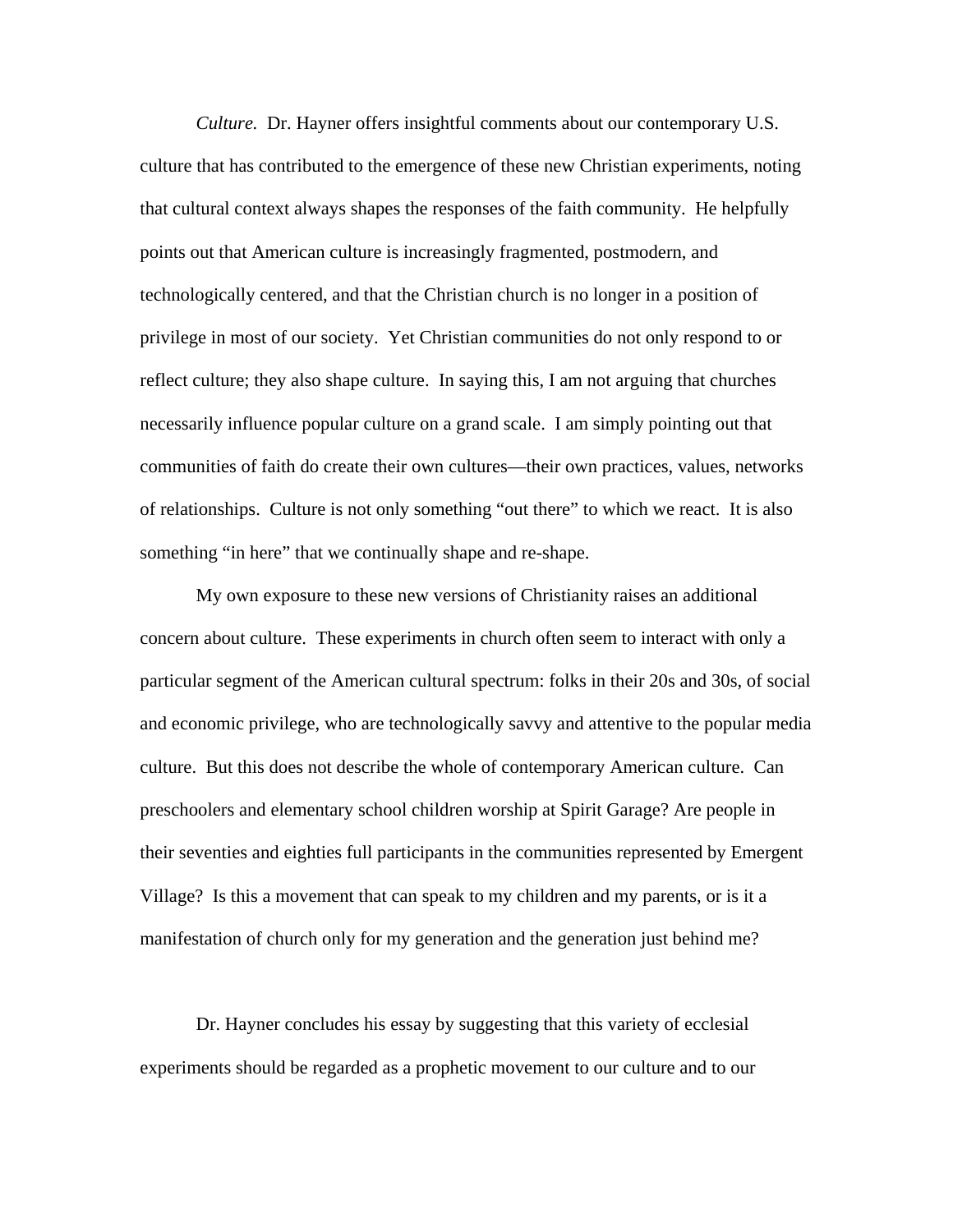*Culture.* Dr. Hayner offers insightful comments about our contemporary U.S. culture that has contributed to the emergence of these new Christian experiments, noting that cultural context always shapes the responses of the faith community. He helpfully points out that American culture is increasingly fragmented, postmodern, and technologically centered, and that the Christian church is no longer in a position of privilege in most of our society. Yet Christian communities do not only respond to or reflect culture; they also shape culture. In saying this, I am not arguing that churches necessarily influence popular culture on a grand scale. I am simply pointing out that communities of faith do create their own cultures—their own practices, values, networks of relationships. Culture is not only something "out there" to which we react. It is also something "in here" that we continually shape and re-shape.

My own exposure to these new versions of Christianity raises an additional concern about culture. These experiments in church often seem to interact with only a particular segment of the American cultural spectrum: folks in their 20s and 30s, of social and economic privilege, who are technologically savvy and attentive to the popular media culture. But this does not describe the whole of contemporary American culture. Can preschoolers and elementary school children worship at Spirit Garage? Are people in their seventies and eighties full participants in the communities represented by Emergent Village? Is this a movement that can speak to my children and my parents, or is it a manifestation of church only for my generation and the generation just behind me?

Dr. Hayner concludes his essay by suggesting that this variety of ecclesial experiments should be regarded as a prophetic movement to our culture and to our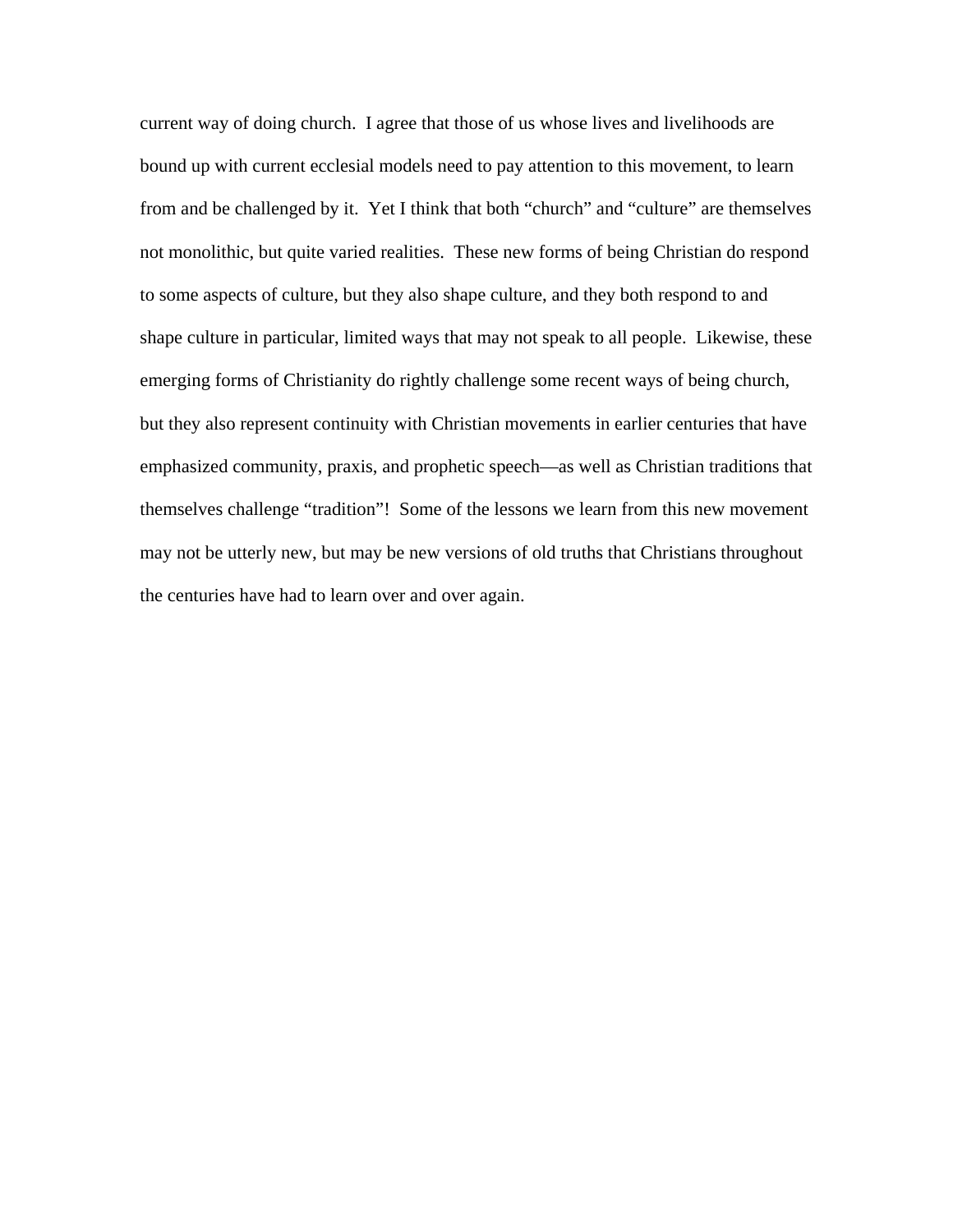current way of doing church. I agree that those of us whose lives and livelihoods are bound up with current ecclesial models need to pay attention to this movement, to learn from and be challenged by it. Yet I think that both "church" and "culture" are themselves not monolithic, but quite varied realities. These new forms of being Christian do respond to some aspects of culture, but they also shape culture, and they both respond to and shape culture in particular, limited ways that may not speak to all people. Likewise, these emerging forms of Christianity do rightly challenge some recent ways of being church, but they also represent continuity with Christian movements in earlier centuries that have emphasized community, praxis, and prophetic speech—as well as Christian traditions that themselves challenge "tradition"! Some of the lessons we learn from this new movement may not be utterly new, but may be new versions of old truths that Christians throughout the centuries have had to learn over and over again.